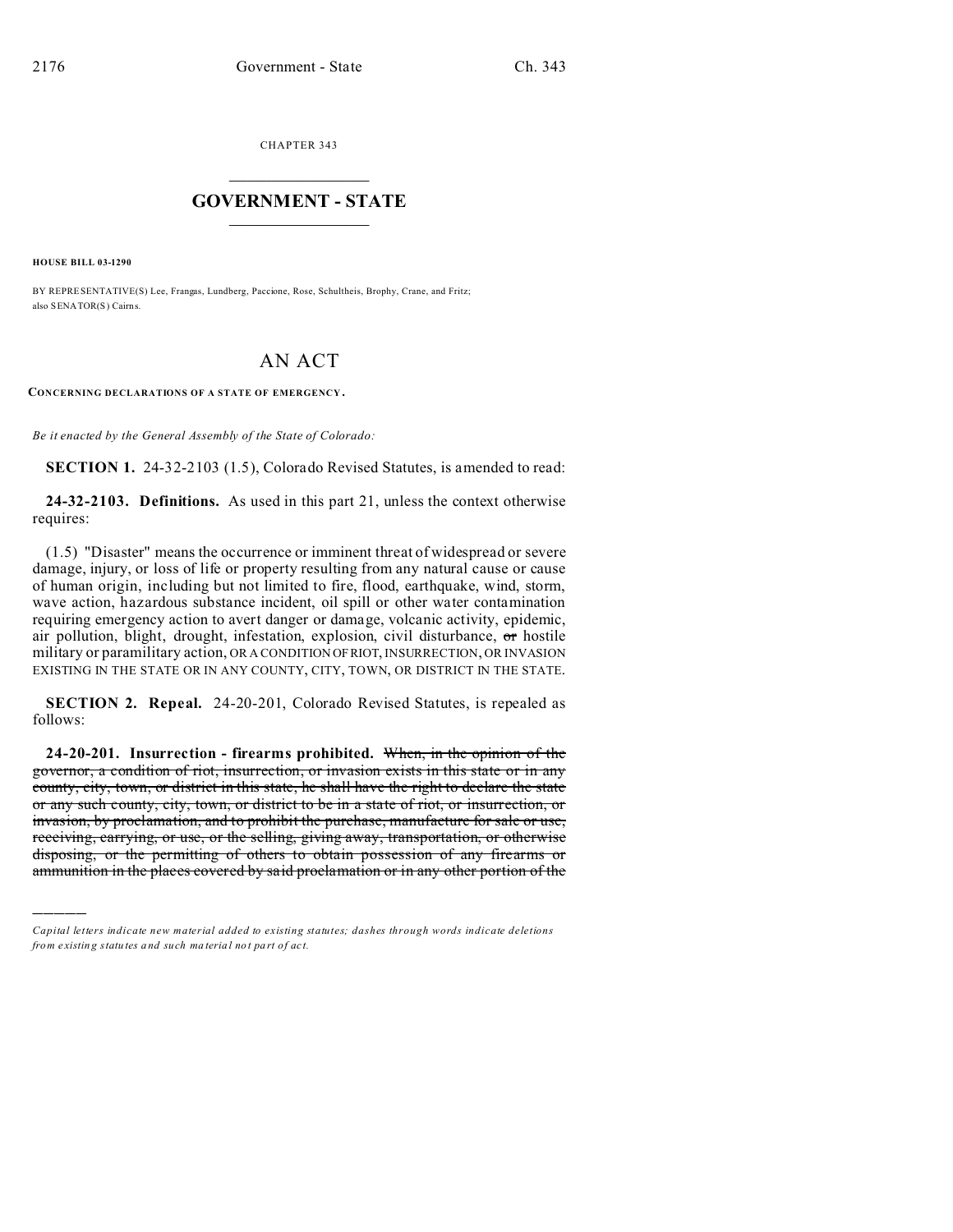CHAPTER 343

## GOVERNMENT - STATE

**HOUSE BILL 03-1290**

BY REPRESENTATIVE(S) Lee, Frangas, Lundberg, Paccione, Rose, Schultheis, Brophy, Crane, and Fritz; also SENATOR(S) Cairns.

# AN ACT

**CONCERNING DECLARATIONS OF A STATE OF EMERGENCY.**

*Be it enacted by the General Assembly of the State of Colorado:*

**SECTION 1.** 24-32-2103 (1.5), Colorado Revised Statutes, is amended to read:

**24-32-2103. Definitions.** As used in this part 21, unless the context otherwise requires:

(1.5) "Disaster" means the occurrence or imminent threat of widespread or severe damage, injury, or loss of life or property resulting from any natural cause or cause of human origin, including but not limited to fire, flood, earthquake, wind, storm, wave action, hazardous substance incident, oil spill or other water contamination requiring emergency action to avert danger or damage, volcanic activity, epidemic, air pollution, blight, drought, infestation, explosion, civil disturbance, ~~or~~ hostile military or paramilitary action, OR A CONDITION OF RIOT, INSURRECTION, OR INVASION EXISTING IN THE STATE OR IN ANY COUNTY, CITY, TOWN, OR DISTRICT IN THE STATE.

**SECTION 2. Repeal.** 24-20-201, Colorado Revised Statutes, is repealed as follows:

**24-20-201. Insurrection - firearms prohibited.** ~~When, in the opinion of the governor, a condition of riot, insurrection, or invasion exists in this state or in any county, city, town, or district in this state, he shall have the right to declare the state or any such county, city, town, or district to be in a state of riot, or insurrection, or invasion, by proclamation, and to prohibit the purchase, manufacture for sale or use, receiving, carrying, or use, or the selling, giving away, transportation, or otherwise disposing, or the permitting of others to obtain possession of any firearms or ammunition in the places covered by said proclamation or in any other portion of the~~

---

*Capital letters indicate new material added to existing statutes; dashes through words indicate deletions from existing statutes and such material not part of act.*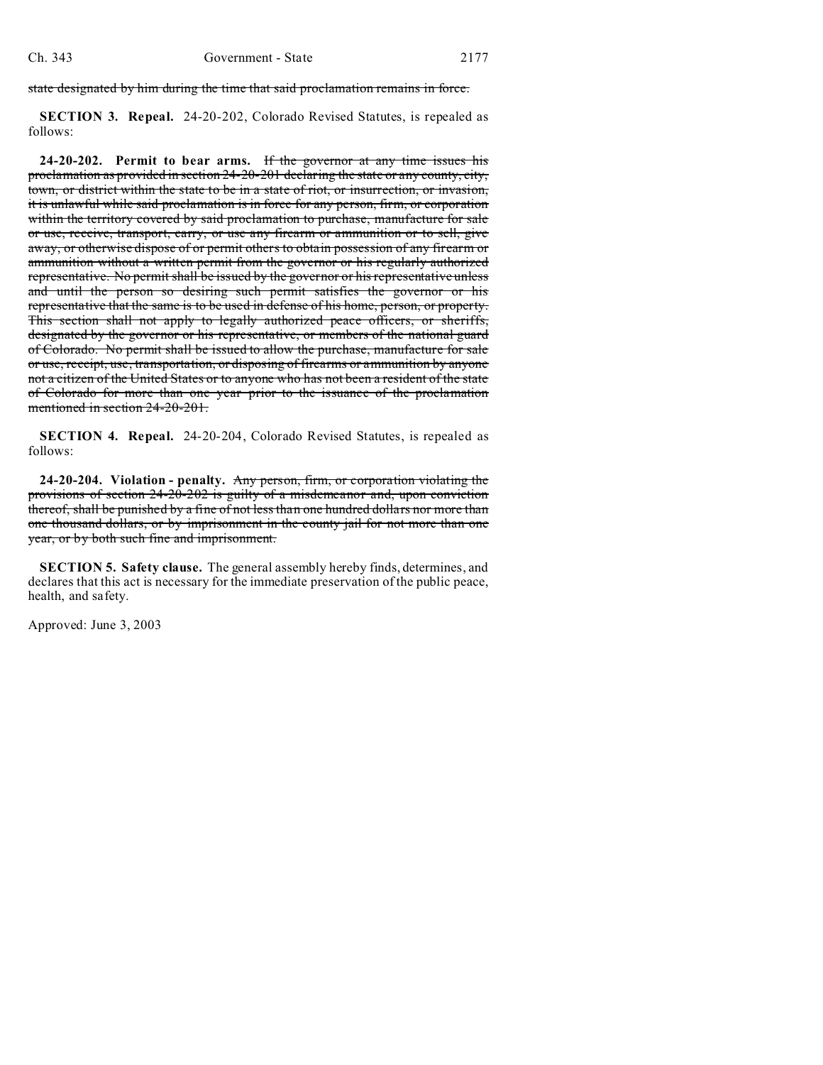~~state designated by him during the time that said proclamation remains in force.~~

**SECTION 3. Repeal.** 24-20-202, Colorado Revised Statutes, is repealed as follows:

**24-20-202. Permit to bear arms.** ~~If the governor at any time issues his proclamation as provided in section 24-20-201 declaring the state or any county, city, town, or district within the state to be in a state of riot, or insurrection, or invasion, it is unlawful while said proclamation is in force for any person, firm, or corporation within the territory covered by said proclamation to purchase, manufacture for sale or use, receive, transport, carry, or use any firearm or ammunition or to sell, give away, or otherwise dispose of or permit others to obtain possession of any firearm or ammunition without a written permit from the governor or his regularly authorized representative. No permit shall be issued by the governor or his representative unless and until the person so desiring such permit satisfies the governor or his representative that the same is to be used in defense of his home, person, or property. This section shall not apply to legally authorized peace officers, or sheriffs, designated by the governor or his representative, or members of the national guard of Colorado. No permit shall be issued to allow the purchase, manufacture for sale or use, receipt, use, transportation, or disposing of firearms or ammunition by anyone not a citizen of the United States or to anyone who has not been a resident of the state of Colorado for more than one year prior to the issuance of the proclamation mentioned in section 24-20-201.~~

**SECTION 4. Repeal.** 24-20-204, Colorado Revised Statutes, is repealed as follows:

**24-20-204. Violation - penalty.** ~~Any person, firm, or corporation violating the provisions of section 24-20-202 is guilty of a misdemeanor and, upon conviction thereof, shall be punished by a fine of not less than one hundred dollars nor more than one thousand dollars, or by imprisonment in the county jail for not more than one year, or by both such fine and imprisonment.~~

**SECTION 5. Safety clause.** The general assembly hereby finds, determines, and declares that this act is necessary for the immediate preservation of the public peace, health, and safety.

Approved: June 3, 2003